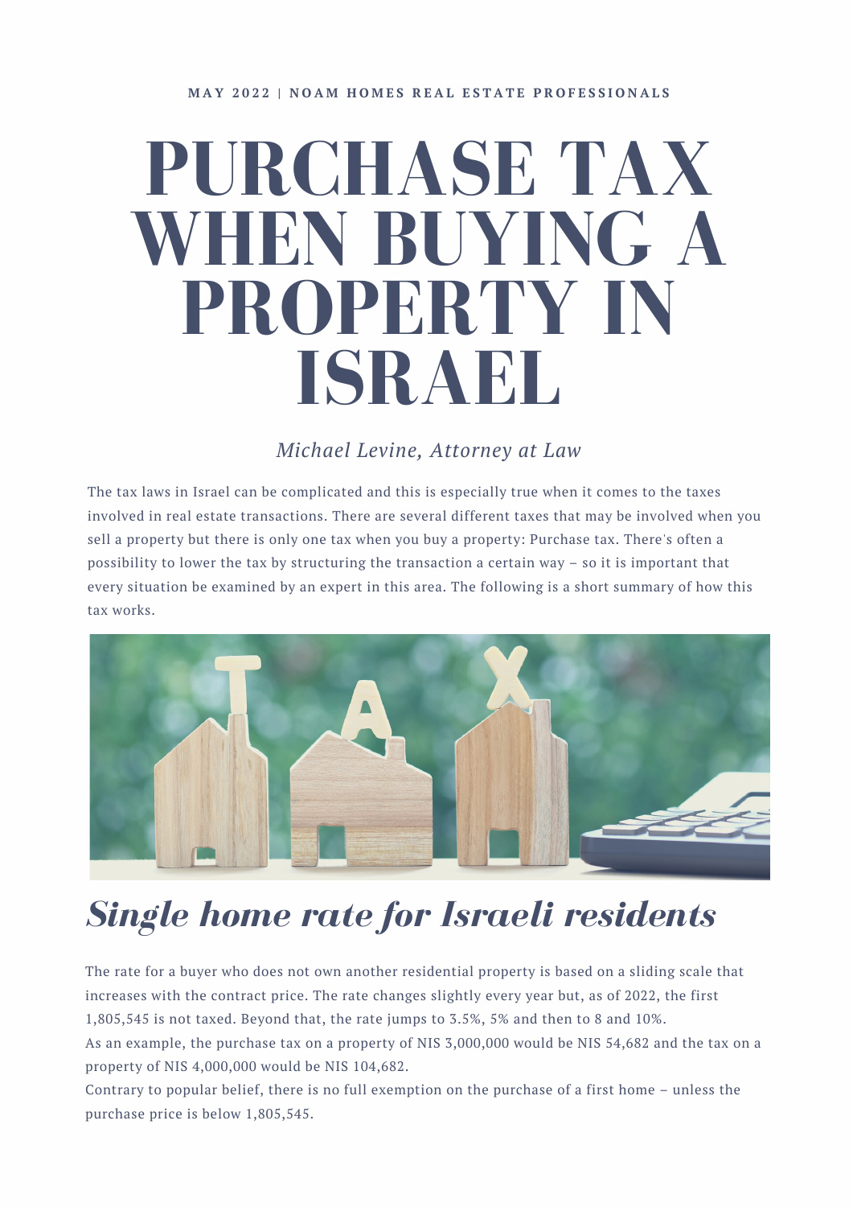MAY 2022 | NOAM HOMES REAL ESTATE PROFESSIONALS

# PURCHASE TAX WHEN BUYING A PROPERTY IN ISRAEL

*Michael Levine, Attorney at Law*

The tax laws in Israel can be complicated and this is especially true when it comes to the taxes involved in real estate transactions. There are several different taxes that may be involved when you sell a property but there is only one tax when you buy a property: Purchase tax. There's often a possibility to lower the tax by structuring the transaction a certain way – so it is important that every situation be examined by an expert in this area. The following is a short summary of how this tax works.

## *Single home rate for Israeli residents*

The rate for a buyer who does not own another residential property is based on a sliding scale that increases with the contract price. The rate changes slightly every year but, as of 2022, the first 1,805,545 is not taxed. Beyond that, the rate jumps to 3.5%, 5% and then to 8 and 10%.

As an example, the purchase tax on a property of NIS 3,000,000 would be NIS 54,682 and the tax on a property of NIS 4,000,000 would be NIS 104,682.

Contrary to popular belief, there is no full exemption on the purchase of a first home – unless the purchase price is below 1,805,545.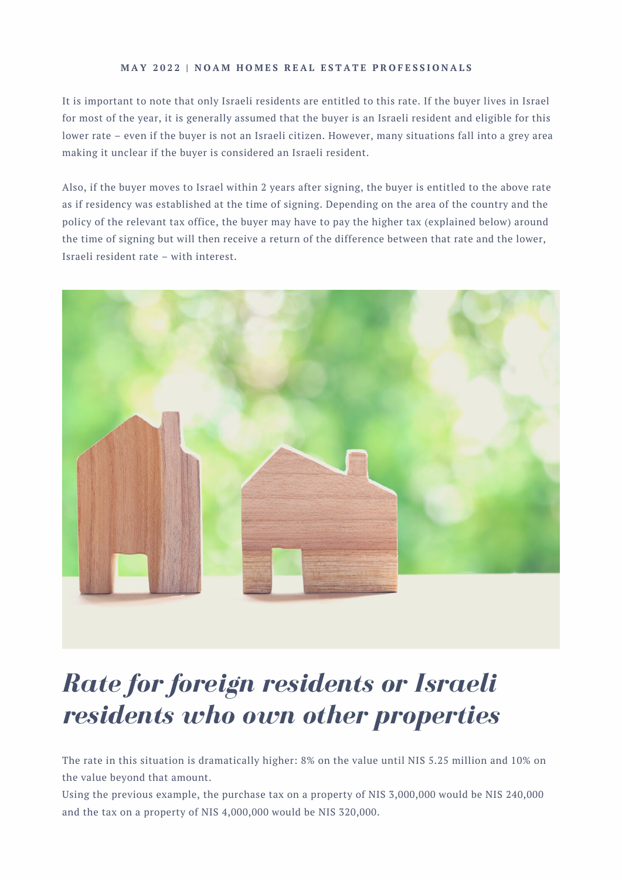It is important to note that only Israeli residents are entitled to this rate. If the buyer lives in Israel for most of the year, it is generally assumed that the buyer is an Israeli resident and eligible for this lower rate – even if the buyer is not an Israeli citizen. However, many situations fall into a grey area making it unclear if the buyer is considered an Israeli resident.

Also, if the buyer moves to Israel within 2 years after signing, the buyer is entitled to the above rate as if residency was established at the time of signing. Depending on the area of the country and the policy of the relevant tax office, the buyer may have to pay the higher tax (explained below) around the time of signing but will then receive a return of the difference between that rate and the lower, Israeli resident rate – with interest.

## *Rate for foreign residents or Israeli residents who own other properties*

The rate in this situation is dramatically higher: 8% on the value until NIS 5.25 million and 10% on the value beyond that amount.
Using the previous example, the purchase tax on a property of NIS 3,000,000 would be NIS 240,000 and the tax on a property of NIS 4,000,000 would be NIS 320,000.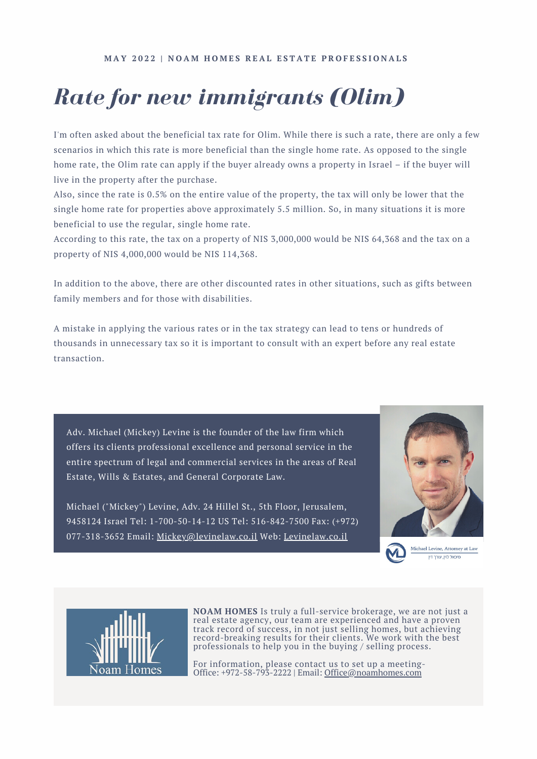MAY 2022 | NOAM HOMES REAL ESTATE PROFESSIONALS

# *Rate for new immigrants (Olim)*

I'm often asked about the beneficial tax rate for Olim. While there is such a rate, there are only a few scenarios in which this rate is more beneficial than the single home rate. As opposed to the single home rate, the Olim rate can apply if the buyer already owns a property in Israel – if the buyer will live in the property after the purchase.

Also, since the rate is 0.5% on the entire value of the property, the tax will only be lower that the single home rate for properties above approximately 5.5 million. So, in many situations it is more beneficial to use the regular, single home rate.

According to this rate, the tax on a property of NIS 3,000,000 would be NIS 64,368 and the tax on a property of NIS 4,000,000 would be NIS 114,368.

In addition to the above, there are other discounted rates in other situations, such as gifts between family members and for those with disabilities.

A mistake in applying the various rates or in the tax strategy can lead to tens or hundreds of thousands in unnecessary tax so it is important to consult with an expert before any real estate transaction.

Adv. Michael (Mickey) Levine is the founder of the law firm which offers its clients professional excellence and personal service in the entire spectrum of legal and commercial services in the areas of Real Estate, Wills & Estates, and General Corporate Law.

Michael ("Mickey") Levine, Adv. 24 Hillel St., 5th Floor, Jerusalem, 9458124 Israel Tel: 1-700-50-14-12 US Tel: 516-842-7500 Fax: (+972) 077-318-3652 Email: Mickey@levinelaw.co.il Web: Levinelaw.co.il

Michael Levine, Attorney at Law
מיכאל לוין, עורך דין

Noam Homes

**NOAM HOMES** Is truly a full-service brokerage, we are not just a real estate agency, our team are experienced and have a proven track record of success, in not just selling homes, but achieving record-breaking results for their clients. We work with the best professionals to help you in the buying / selling process.

For information, please contact us to set up a meeting- Office: +972-58-793-2222 | Email: Office@noamhomes.com